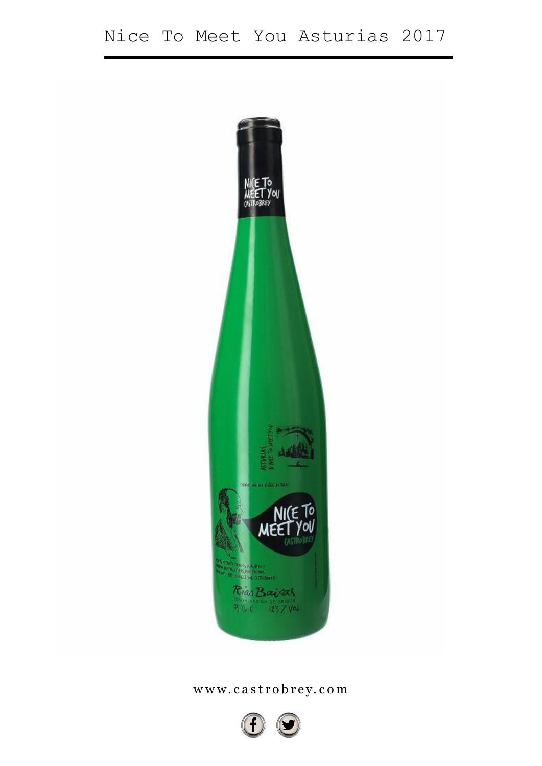# Nice To Meet You Asturias 2017

www.castrobrey.com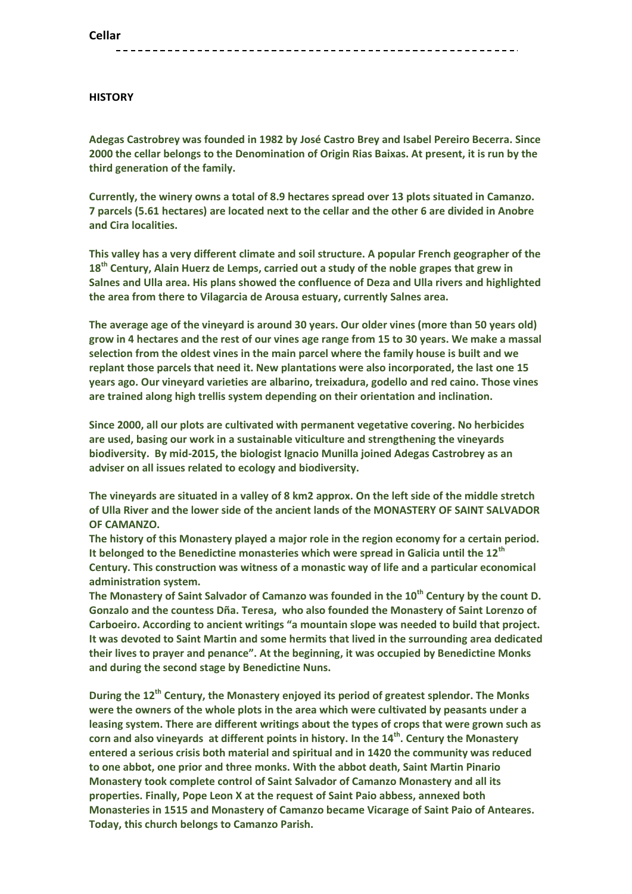# Cellar

## HISTORY

**Adegas Castrobrey was founded in 1982 by José Castro Brey and Isabel Pereiro Becerra. Since 2000 the cellar belongs to the Denomination of Origin Rias Baixas. At present, it is run by the third generation of the family.**

**Currently, the winery owns a total of 8.9 hectares spread over 13 plots situated in Camanzo. 7 parcels (5.61 hectares) are located next to the cellar and the other 6 are divided in Anobre and Cira localities.**

**This valley has a very different climate and soil structure. A popular French geographer of the 18th Century, Alain Huerz de Lemps, carried out a study of the noble grapes that grew in Salnes and Ulla area. His plans showed the confluence of Deza and Ulla rivers and highlighted the area from there to Vilagarcia de Arousa estuary, currently Salnes area.**

**The average age of the vineyard is around 30 years. Our older vines (more than 50 years old) grow in 4 hectares and the rest of our vines age range from 15 to 30 years. We make a massal selection from the oldest vines in the main parcel where the family house is built and we replant those parcels that need it. New plantations were also incorporated, the last one 15 years ago. Our vineyard varieties are albarino, treixadura, godello and red caino. Those vines are trained along high trellis system depending on their orientation and inclination.**

**Since 2000, all our plots are cultivated with permanent vegetative covering. No herbicides are used, basing our work in a sustainable viticulture and strengthening the vineyards biodiversity. By mid-2015, the biologist Ignacio Munilla joined Adegas Castrobrey as an adviser on all issues related to ecology and biodiversity.**

**The vineyards are situated in a valley of 8 km2 approx. On the left side of the middle stretch of Ulla River and the lower side of the ancient lands of the MONASTERY OF SAINT SALVADOR OF CAMANZO.**
**The history of this Monastery played a major role in the region economy for a certain period. It belonged to the Benedictine monasteries which were spread in Galicia until the 12th Century. This construction was witness of a monastic way of life and a particular economical administration system.**
**The Monastery of Saint Salvador of Camanzo was founded in the 10th Century by the count D. Gonzalo and the countess Dña. Teresa, who also founded the Monastery of Saint Lorenzo of Carboeiro. According to ancient writings "a mountain slope was needed to build that project. It was devoted to Saint Martin and some hermits that lived in the surrounding area dedicated their lives to prayer and penance". At the beginning, it was occupied by Benedictine Monks and during the second stage by Benedictine Nuns.**

**During the 12th Century, the Monastery enjoyed its period of greatest splendor. The Monks were the owners of the whole plots in the area which were cultivated by peasants under a leasing system. There are different writings about the types of crops that were grown such as corn and also vineyards at different points in history. In the 14th. Century the Monastery entered a serious crisis both material and spiritual and in 1420 the community was reduced to one abbot, one prior and three monks. With the abbot death, Saint Martin Pinario Monastery took complete control of Saint Salvador of Camanzo Monastery and all its properties. Finally, Pope Leon X at the request of Saint Paio abbess, annexed both Monasteries in 1515 and Monastery of Camanzo became Vicarage of Saint Paio of Anteares. Today, this church belongs to Camanzo Parish.**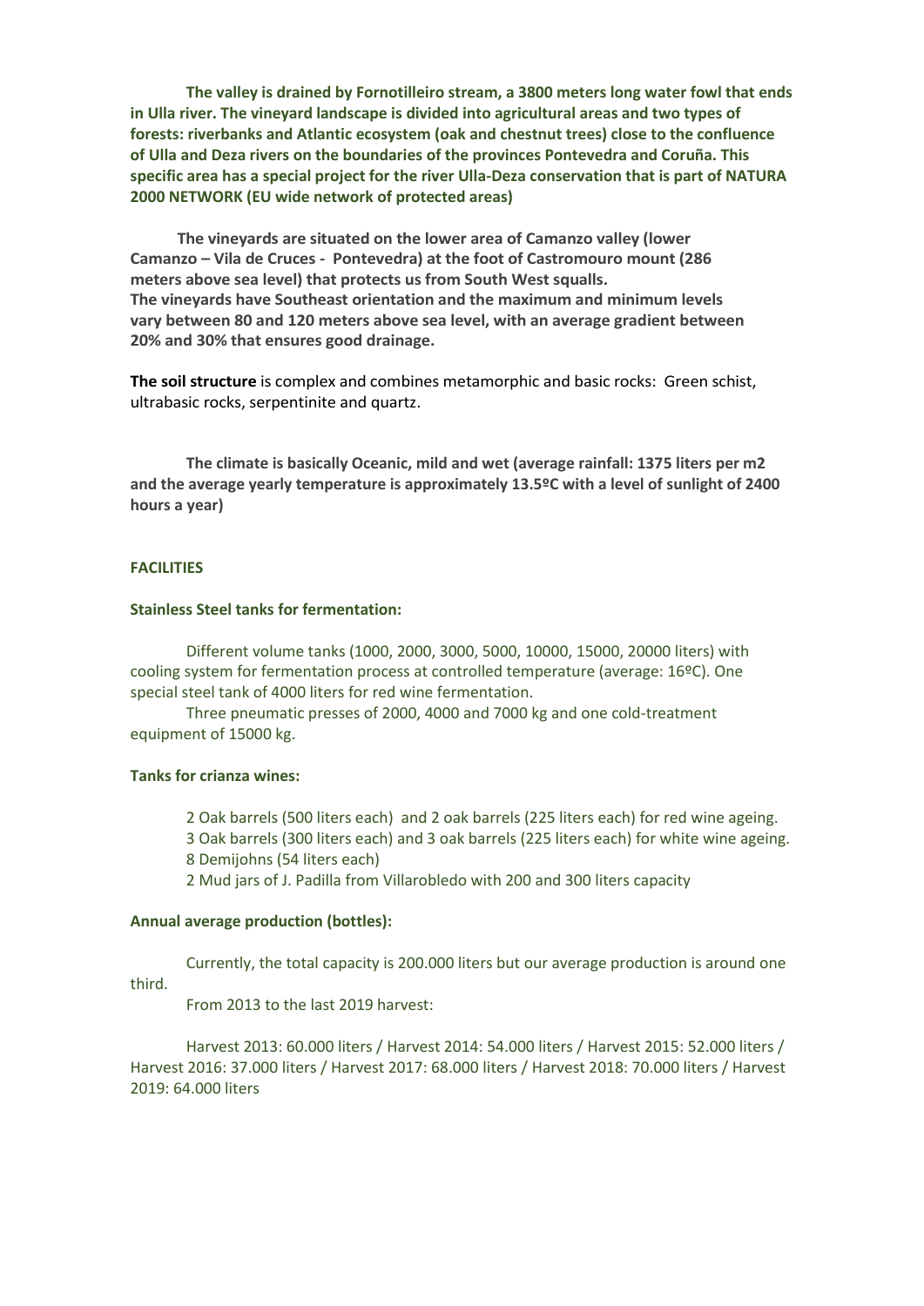**The valley is drained by Fornotilleiro stream, a 3800 meters long water fowl that ends in Ulla river. The vineyard landscape is divided into agricultural areas and two types of forests: riverbanks and Atlantic ecosystem (oak and chestnut trees) close to the confluence of Ulla and Deza rivers on the boundaries of the provinces Pontevedra and Coruña. This specific area has a special project for the river Ulla-Deza conservation that is part of NATURA 2000 NETWORK (EU wide network of protected areas)**

**The vineyards are situated on the lower area of Camanzo valley (lower Camanzo – Vila de Cruces - Pontevedra) at the foot of Castromouro mount (286 meters above sea level) that protects us from South West squalls. The vineyards have Southeast orientation and the maximum and minimum levels vary between 80 and 120 meters above sea level, with an average gradient between 20% and 30% that ensures good drainage.**

**The soil structure** is complex and combines metamorphic and basic rocks: Green schist, ultrabasic rocks, serpentinite and quartz.

**The climate is basically Oceanic, mild and wet (average rainfall: 1375 liters per m2 and the average yearly temperature is approximately 13.5ºC with a level of sunlight of 2400 hours a year)**

## FACILITIES

### Stainless Steel tanks for fermentation:

Different volume tanks (1000, 2000, 3000, 5000, 10000, 15000, 20000 liters) with cooling system for fermentation process at controlled temperature (average: 16ºC). One special steel tank of 4000 liters for red wine fermentation.

Three pneumatic presses of 2000, 4000 and 7000 kg and one cold-treatment equipment of 15000 kg.

### Tanks for crianza wines:

2 Oak barrels (500 liters each) and 2 oak barrels (225 liters each) for red wine ageing.
3 Oak barrels (300 liters each) and 3 oak barrels (225 liters each) for white wine ageing.
8 Demijohns (54 liters each)
2 Mud jars of J. Padilla from Villarobledo with 200 and 300 liters capacity

### Annual average production (bottles):

Currently, the total capacity is 200.000 liters but our average production is around one third.

From 2013 to the last 2019 harvest:

Harvest 2013: 60.000 liters / Harvest 2014: 54.000 liters / Harvest 2015: 52.000 liters / Harvest 2016: 37.000 liters / Harvest 2017: 68.000 liters / Harvest 2018: 70.000 liters / Harvest 2019: 64.000 liters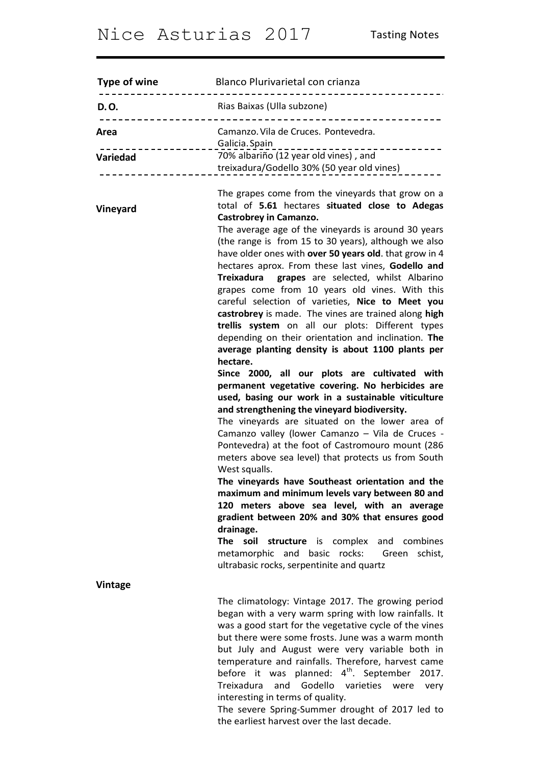# Nice Asturias 2017

Tasting Notes

| | |
|---|---|
| **Type of wine** | Blanco Plurivarietal con crianza |
| **D. O.** | Rias Baixas (Ulla subzone) |
| **Area** | Camanzo. Vila de Cruces. Pontevedra. Galicia. Spain |
| **Variedad** | 70% albariño (12 year old vines) , and treixadura/Godello 30% (50 year old vines) |

**Vineyard**

The grapes come from the vineyards that grow on a total of **5.61** hectares **situated close to Adegas Castrobrey in Camanzo.**

The average age of the vineyards is around 30 years (the range is from 15 to 30 years), although we also have older ones with **over 50 years old**. that grow in 4 hectares aprox. From these last vines, **Godello and Treixadura grapes** are selected, whilst Albarino grapes come from 10 years old vines. With this careful selection of varieties, **Nice to Meet you castrobrey** is made. The vines are trained along **high trellis system** on all our plots: Different types depending on their orientation and inclination. **The average planting density is about 1100 plants per hectare.**

**Since 2000, all our plots are cultivated with permanent vegetative covering. No herbicides are used, basing our work in a sustainable viticulture and strengthening the vineyard biodiversity.**

The vineyards are situated on the lower area of Camanzo valley (lower Camanzo – Vila de Cruces - Pontevedra) at the foot of Castromouro mount (286 meters above sea level) that protects us from South West squalls.

**The vineyards have Southeast orientation and the maximum and minimum levels vary between 80 and 120 meters above sea level, with an average gradient between 20% and 30% that ensures good drainage.**

**The soil structure** is complex and combines metamorphic and basic rocks: Green schist, ultrabasic rocks, serpentinite and quartz

**Vintage**

The climatology: Vintage 2017. The growing period began with a very warm spring with low rainfalls. It was a good start for the vegetative cycle of the vines but there were some frosts. June was a warm month but July and August were very variable both in temperature and rainfalls. Therefore, harvest came before it was planned: 4th. September 2017. Treixadura and Godello varieties were very interesting in terms of quality.

The severe Spring-Summer drought of 2017 led to the earliest harvest over the last decade.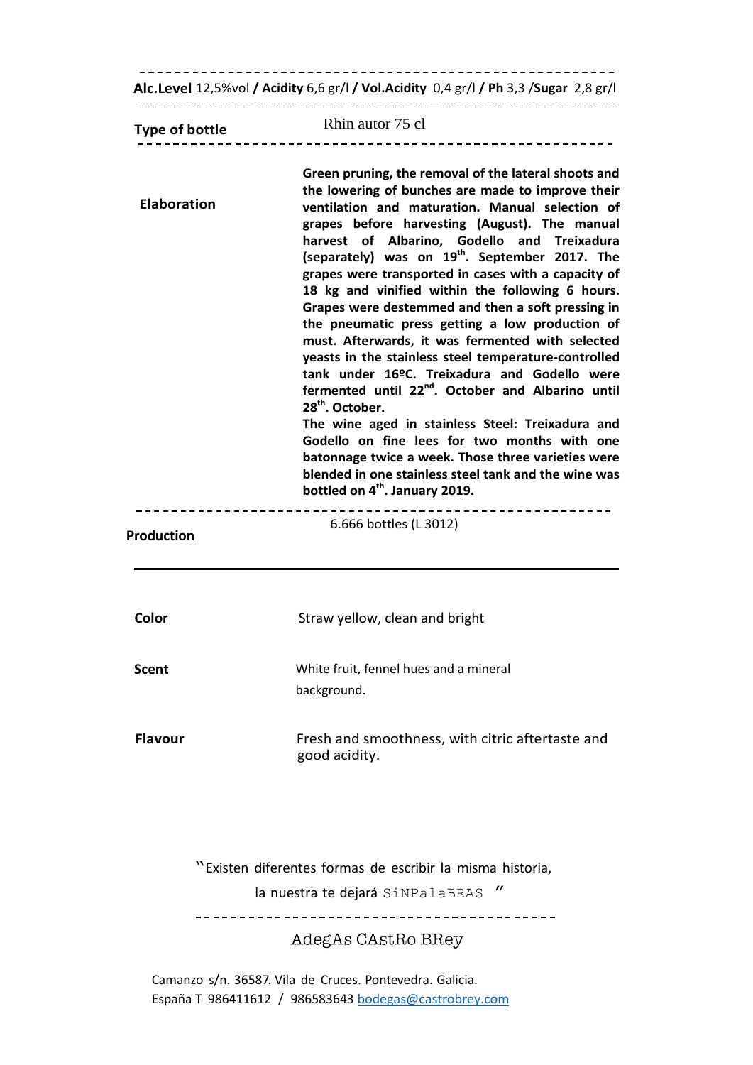**Alc.Level** 12,5%vol **/ Acidity** 6,6 gr/l **/ Vol.Acidity** 0,4 gr/l **/ Ph** 3,3 **/Sugar** 2,8 gr/l

| | |
|---|---|
| **Type of bottle** | Rhin autor 75 cl |
| **Elaboration** | **Green pruning, the removal of the lateral shoots and the lowering of bunches are made to improve their ventilation and maturation. Manual selection of grapes before harvesting (August). The manual harvest of Albarino, Godello and Treixadura (separately) was on 19th. September 2017. The grapes were transported in cases with a capacity of 18 kg and vinified within the following 6 hours. Grapes were destemmed and then a soft pressing in the pneumatic press getting a low production of must. Afterwards, it was fermented with selected yeasts in the stainless steel temperature-controlled tank under 16ºC. Treixadura and Godello were fermented until 22nd. October and Albarino until 28th. October.** **The wine aged in stainless Steel: Treixadura and Godello on fine lees for two months with one batonnage twice a week. Those three varieties were blended in one stainless steel tank and the wine was bottled on 4th. January 2019.** |
| **Production** | 6.666 bottles (L 3012) |

| | |
|---|---|
| **Color** | Straw yellow, clean and bright |
| **Scent** | White fruit, fennel hues and a mineral background. |
| **Flavour** | Fresh and smoothness, with citric aftertaste and good acidity. |

"Existen diferentes formas de escribir la misma historia, la nuestra te dejará SiNPalaBRAS"

AdegAs CAstRo BRey

Camanzo s/n. 36587. Vila de Cruces. Pontevedra. Galicia.
España T 986411612 / 986583643 bodegas@castrobrey.com